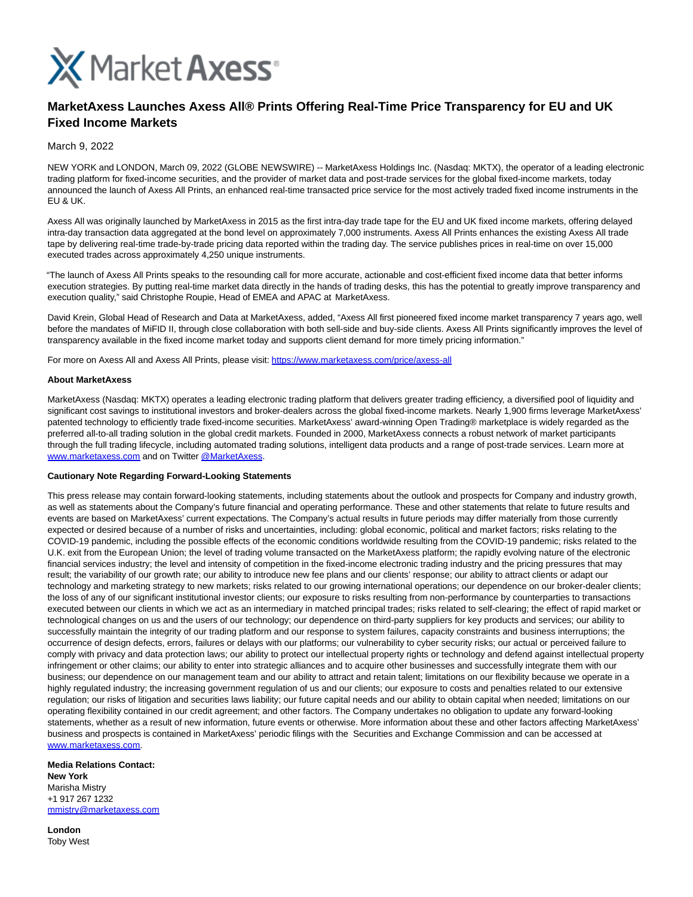# MarketAxess Launches Axess All® Prints Offering Real-Time Price Transparency for EU and UK Fixed Income Markets

March 9, 2022

NEW YORK and LONDON, March 09, 2022 (GLOBE NEWSWIRE) -- MarketAxess Holdings Inc. (Nasdaq: MKTX), the operator of a leading electronic trading platform for fixed-income securities, and the provider of market data and post-trade services for the global fixed-income markets, today announced the launch of Axess All Prints, an enhanced real-time transacted price service for the most actively traded fixed income instruments in the EU & UK.

Axess All was originally launched by MarketAxess in 2015 as the first intra-day trade tape for the EU and UK fixed income markets, offering delayed intra-day transaction data aggregated at the bond level on approximately 7,000 instruments. Axess All Prints enhances the existing Axess All trade tape by delivering real-time trade-by-trade pricing data reported within the trading day. The service publishes prices in real-time on over 15,000 executed trades across approximately 4,250 unique instruments.

"The launch of Axess All Prints speaks to the resounding call for more accurate, actionable and cost-efficient fixed income data that better informs execution strategies. By putting real-time market data directly in the hands of trading desks, this has the potential to greatly improve transparency and execution quality," said Christophe Roupie, Head of EMEA and APAC at MarketAxess.

David Krein, Global Head of Research and Data at MarketAxess, added, "Axess All first pioneered fixed income market transparency 7 years ago, well before the mandates of MiFID II, through close collaboration with both sell-side and buy-side clients. Axess All Prints significantly improves the level of transparency available in the fixed income market today and supports client demand for more timely pricing information."

For more on Axess All and Axess All Prints, please visit: https://www.marketaxess.com/price/axess-all

**About MarketAxess**

MarketAxess (Nasdaq: MKTX) operates a leading electronic trading platform that delivers greater trading efficiency, a diversified pool of liquidity and significant cost savings to institutional investors and broker-dealers across the global fixed-income markets. Nearly 1,900 firms leverage MarketAxess' patented technology to efficiently trade fixed-income securities. MarketAxess' award-winning Open Trading® marketplace is widely regarded as the preferred all-to-all trading solution in the global credit markets. Founded in 2000, MarketAxess connects a robust network of market participants through the full trading lifecycle, including automated trading solutions, intelligent data products and a range of post-trade services. Learn more at www.marketaxess.com and on Twitter @MarketAxess.

**Cautionary Note Regarding Forward-Looking Statements**

This press release may contain forward-looking statements, including statements about the outlook and prospects for Company and industry growth, as well as statements about the Company's future financial and operating performance. These and other statements that relate to future results and events are based on MarketAxess' current expectations. The Company's actual results in future periods may differ materially from those currently expected or desired because of a number of risks and uncertainties, including: global economic, political and market factors; risks relating to the COVID-19 pandemic, including the possible effects of the economic conditions worldwide resulting from the COVID-19 pandemic; risks related to the U.K. exit from the European Union; the level of trading volume transacted on the MarketAxess platform; the rapidly evolving nature of the electronic financial services industry; the level and intensity of competition in the fixed-income electronic trading industry and the pricing pressures that may result; the variability of our growth rate; our ability to introduce new fee plans and our clients' response; our ability to attract clients or adapt our technology and marketing strategy to new markets; risks related to our growing international operations; our dependence on our broker-dealer clients; the loss of any of our significant institutional investor clients; our exposure to risks resulting from non-performance by counterparties to transactions executed between our clients in which we act as an intermediary in matched principal trades; risks related to self-clearing; the effect of rapid market or technological changes on us and the users of our technology; our dependence on third-party suppliers for key products and services; our ability to successfully maintain the integrity of our trading platform and our response to system failures, capacity constraints and business interruptions; the occurrence of design defects, errors, failures or delays with our platforms; our vulnerability to cyber security risks; our actual or perceived failure to comply with privacy and data protection laws; our ability to protect our intellectual property rights or technology and defend against intellectual property infringement or other claims; our ability to enter into strategic alliances and to acquire other businesses and successfully integrate them with our business; our dependence on our management team and our ability to attract and retain talent; limitations on our flexibility because we operate in a highly regulated industry; the increasing government regulation of us and our clients; our exposure to costs and penalties related to our extensive regulation; our risks of litigation and securities laws liability; our future capital needs and our ability to obtain capital when needed; limitations on our operating flexibility contained in our credit agreement; and other factors. The Company undertakes no obligation to update any forward-looking statements, whether as a result of new information, future events or otherwise. More information about these and other factors affecting MarketAxess' business and prospects is contained in MarketAxess' periodic filings with the Securities and Exchange Commission and can be accessed at www.marketaxess.com.

**Media Relations Contact:**
**New York**
Marisha Mistry
+1 917 267 1232
mmistry@marketaxess.com

**London**
Toby West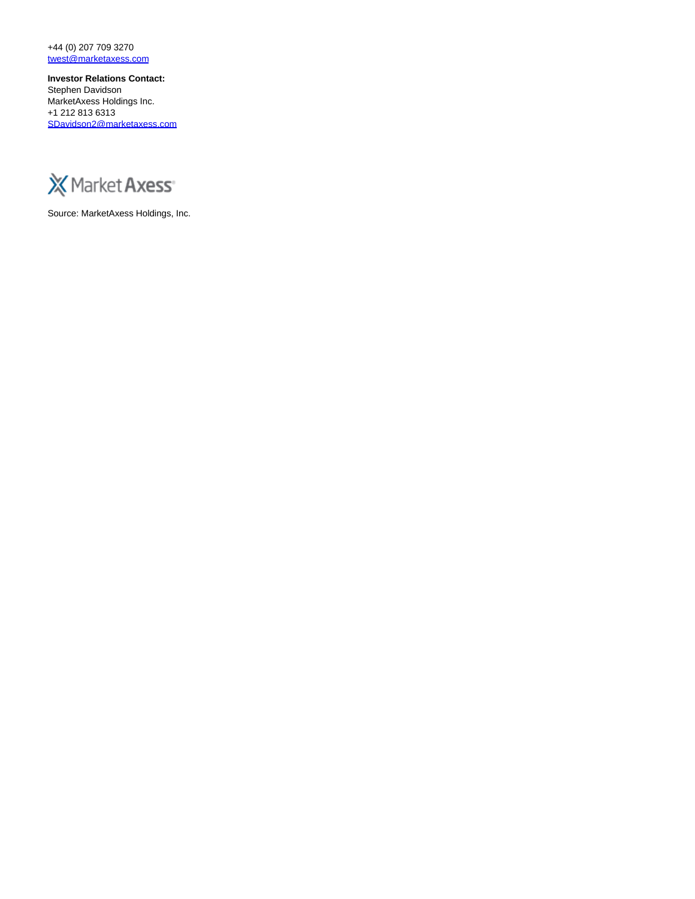+44 (0) 207 709 3270
twest@marketaxess.com

**Investor Relations Contact:**
Stephen Davidson
MarketAxess Holdings Inc.
+1 212 813 6313
SDavidson2@marketaxess.com

Source: MarketAxess Holdings, Inc.